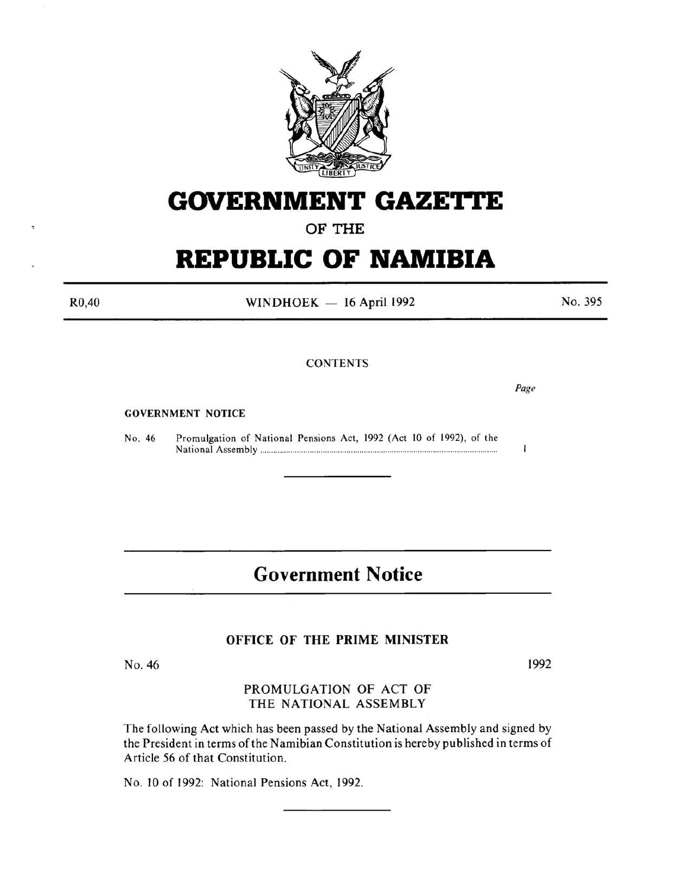# GOVERNMENT GAZETTE

OF THE

# REPUBLIC OF NAMIBIA

R0,40 WINDHOEK — 16 April 1992 No. 395

CONTENTS

*Page*

GOVERNMENT NOTICE

No. 46 Promulgation of National Pensions Act, 1992 (Act 10 of 1992), of the National Assembly ........................................................................................................ 1

---

# Government Notice

## OFFICE OF THE PRIME MINISTER

No. 46 1992

PROMULGATION OF ACT OF THE NATIONAL ASSEMBLY

The following Act which has been passed by the National Assembly and signed by the President in terms of the Namibian Constitution is hereby published in terms of Article 56 of that Constitution.

No. 10 of 1992: National Pensions Act, 1992.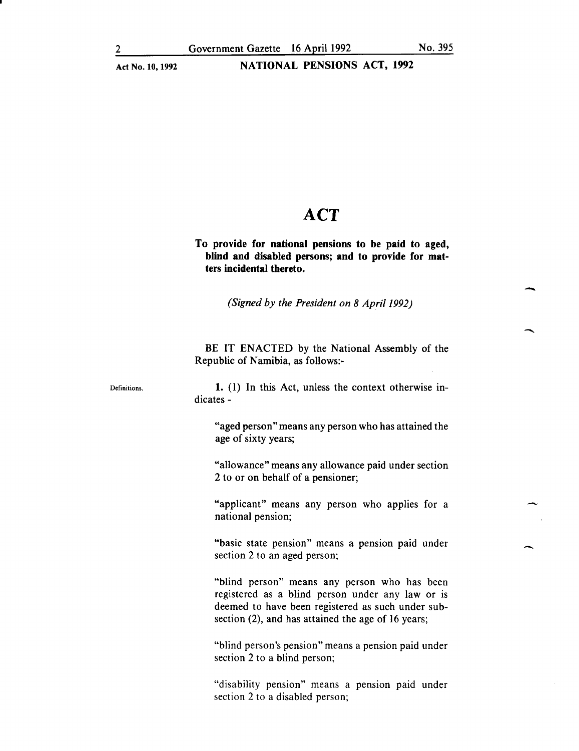# ACT

**To provide for national pensions to be paid to aged, blind and disabled persons; and to provide for matters incidental thereto.**

*(Signed by the President on 8 April 1992)*

BE IT ENACTED by the National Assembly of the Republic of Namibia, as follows:-

Definitions.

**1.** (1) In this Act, unless the context otherwise indicates -

"aged person" means any person who has attained the age of sixty years;

"allowance" means any allowance paid under section 2 to or on behalf of a pensioner;

"applicant" means any person who applies for a national pension;

"basic state pension" means a pension paid under section 2 to an aged person;

"blind person" means any person who has been registered as a blind person under any law or is deemed to have been registered as such under subsection (2), and has attained the age of 16 years;

"blind person's pension" means a pension paid under section 2 to a blind person;

"disability pension" means a pension paid under section 2 to a disabled person;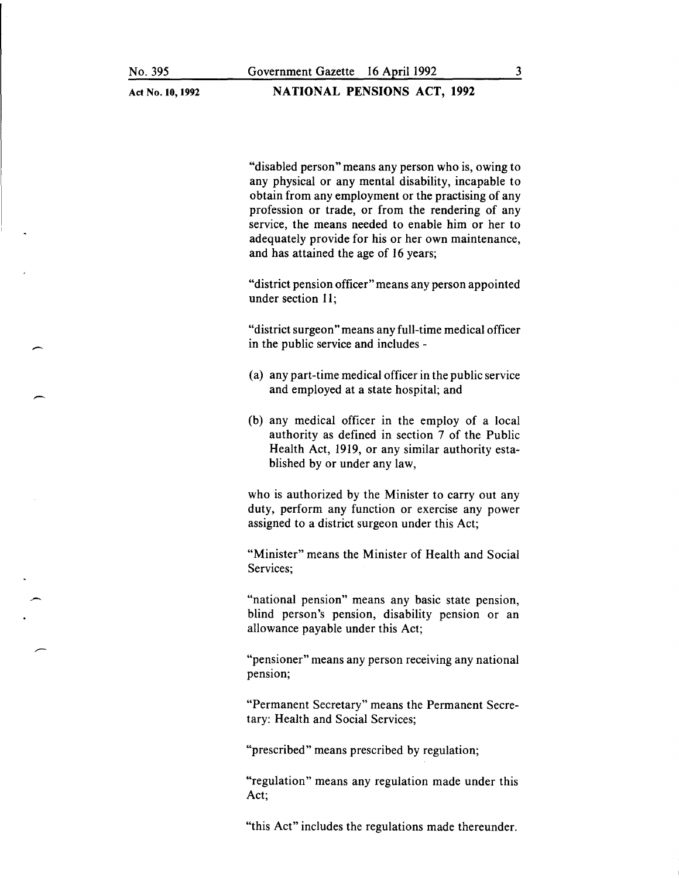"disabled person" means any person who is, owing to any physical or any mental disability, incapable to obtain from any employment or the practising of any profession or trade, or from the rendering of any service, the means needed to enable him or her to adequately provide for his or her own maintenance, and has attained the age of 16 years;

"district pension officer" means any person appointed under section 11;

"district surgeon" means any full-time medical officer in the public service and includes -

(a) any part-time medical officer in the public service and employed at a state hospital; and

(b) any medical officer in the employ of a local authority as defined in section 7 of the Public Health Act, 1919, or any similar authority established by or under any law,

who is authorized by the Minister to carry out any duty, perform any function or exercise any power assigned to a district surgeon under this Act;

"Minister" means the Minister of Health and Social Services;

"national pension" means any basic state pension, blind person's pension, disability pension or an allowance payable under this Act;

"pensioner" means any person receiving any national pension;

"Permanent Secretary" means the Permanent Secretary: Health and Social Services;

"prescribed" means prescribed by regulation;

"regulation" means any regulation made under this Act;

"this Act" includes the regulations made thereunder.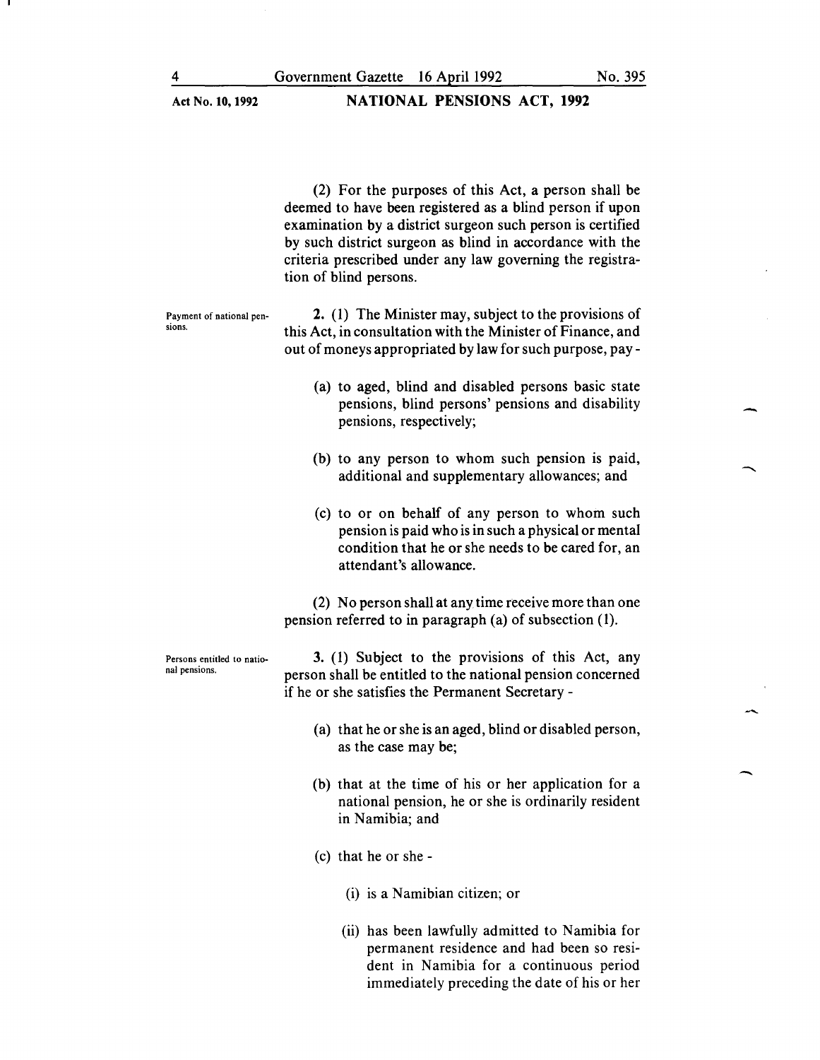(2) For the purposes of this Act, a person shall be deemed to have been registered as a blind person if upon examination by a district surgeon such person is certified by such district surgeon as blind in accordance with the criteria prescribed under any law governing the registration of blind persons.

**Payment of national pensions.**

**2.** (1) The Minister may, subject to the provisions of this Act, in consultation with the Minister of Finance, and out of moneys appropriated by law for such purpose, pay -

(a) to aged, blind and disabled persons basic state pensions, blind persons' pensions and disability pensions, respectively;

(b) to any person to whom such pension is paid, additional and supplementary allowances; and

(c) to or on behalf of any person to whom such pension is paid who is in such a physical or mental condition that he or she needs to be cared for, an attendant's allowance.

(2) No person shall at any time receive more than one pension referred to in paragraph (a) of subsection (1).

**Persons entitled to national pensions.**

**3.** (1) Subject to the provisions of this Act, any person shall be entitled to the national pension concerned if he or she satisfies the Permanent Secretary -

(a) that he or she is an aged, blind or disabled person, as the case may be;

(b) that at the time of his or her application for a national pension, he or she is ordinarily resident in Namibia; and

(c) that he or she -

(i) is a Namibian citizen; or

(ii) has been lawfully admitted to Namibia for permanent residence and had been so resident in Namibia for a continuous period immediately preceding the date of his or her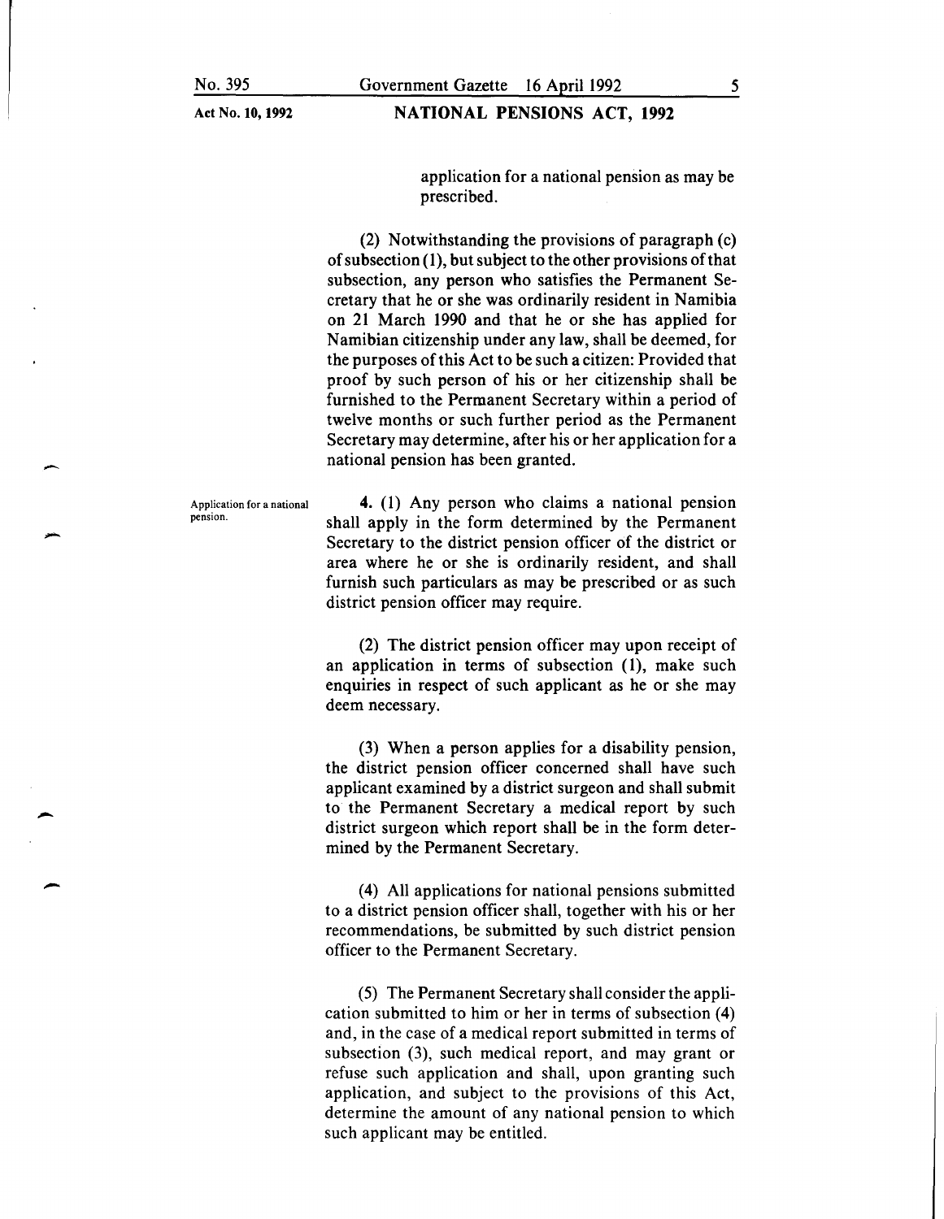application for a national pension as may be prescribed.

(2) Notwithstanding the provisions of paragraph (c) of subsection (1), but subject to the other provisions of that subsection, any person who satisfies the Permanent Secretary that he or she was ordinarily resident in Namibia on 21 March 1990 and that he or she has applied for Namibian citizenship under any law, shall be deemed, for the purposes of this Act to be such a citizen: Provided that proof by such person of his or her citizenship shall be furnished to the Permanent Secretary within a period of twelve months or such further period as the Permanent Secretary may determine, after his or her application for a national pension has been granted.

**Application for a national pension.**

**4.** (1) Any person who claims a national pension shall apply in the form determined by the Permanent Secretary to the district pension officer of the district or area where he or she is ordinarily resident, and shall furnish such particulars as may be prescribed or as such district pension officer may require.

(2) The district pension officer may upon receipt of an application in terms of subsection (1), make such enquiries in respect of such applicant as he or she may deem necessary.

(3) When a person applies for a disability pension, the district pension officer concerned shall have such applicant examined by a district surgeon and shall submit to the Permanent Secretary a medical report by such district surgeon which report shall be in the form determined by the Permanent Secretary.

(4) All applications for national pensions submitted to a district pension officer shall, together with his or her recommendations, be submitted by such district pension officer to the Permanent Secretary.

(5) The Permanent Secretary shall consider the application submitted to him or her in terms of subsection (4) and, in the case of a medical report submitted in terms of subsection (3), such medical report, and may grant or refuse such application and shall, upon granting such application, and subject to the provisions of this Act, determine the amount of any national pension to which such applicant may be entitled.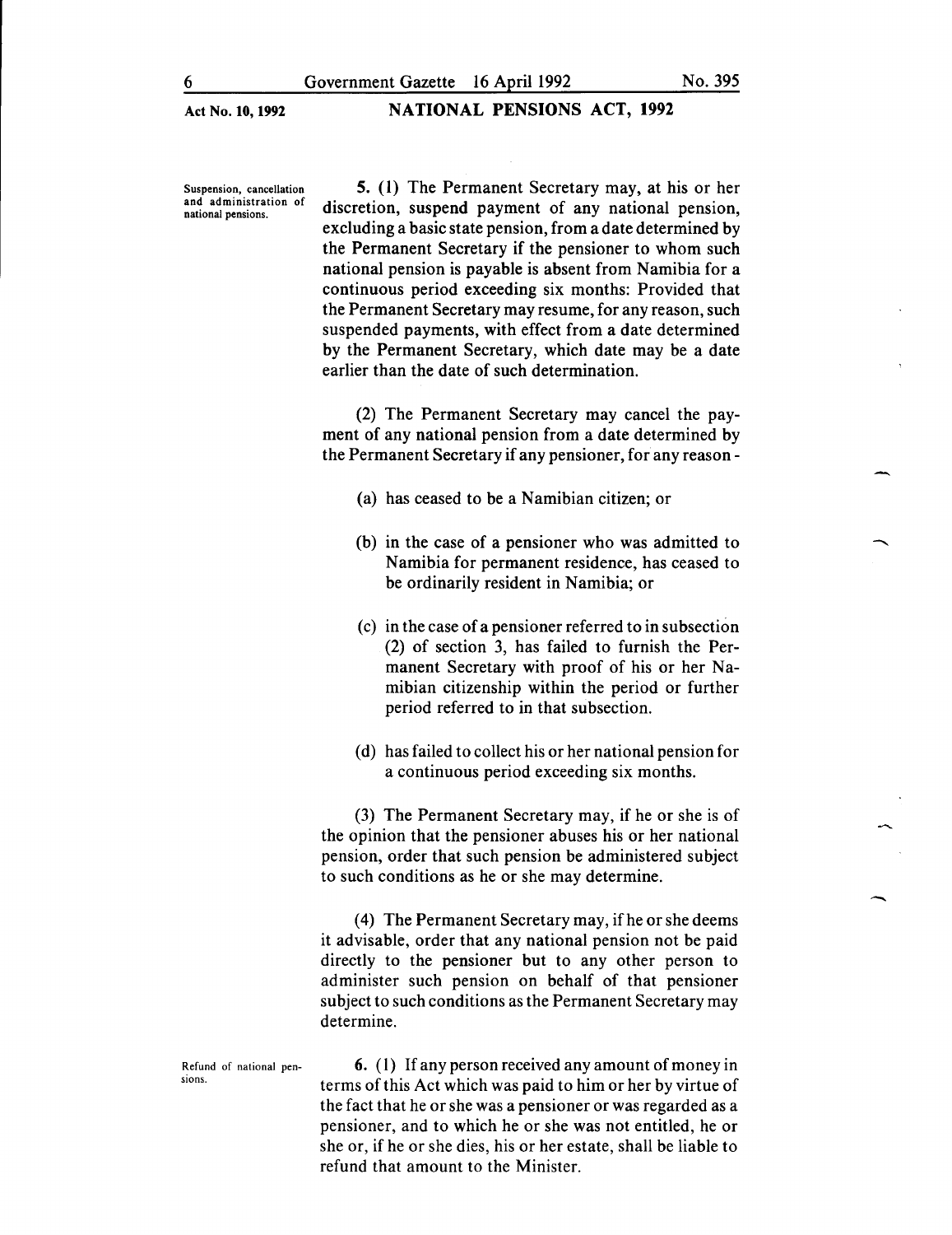**Suspension, cancellation and administration of national pensions.**

**5.** (1) The Permanent Secretary may, at his or her discretion, suspend payment of any national pension, excluding a basic state pension, from a date determined by the Permanent Secretary if the pensioner to whom such national pension is payable is absent from Namibia for a continuous period exceeding six months: Provided that the Permanent Secretary may resume, for any reason, such suspended payments, with effect from a date determined by the Permanent Secretary, which date may be a date earlier than the date of such determination.

(2) The Permanent Secretary may cancel the payment of any national pension from a date determined by the Permanent Secretary if any pensioner, for any reason -

(a) has ceased to be a Namibian citizen; or

(b) in the case of a pensioner who was admitted to Namibia for permanent residence, has ceased to be ordinarily resident in Namibia; or

(c) in the case of a pensioner referred to in subsection (2) of section 3, has failed to furnish the Permanent Secretary with proof of his or her Namibian citizenship within the period or further period referred to in that subsection.

(d) has failed to collect his or her national pension for a continuous period exceeding six months.

(3) The Permanent Secretary may, if he or she is of the opinion that the pensioner abuses his or her national pension, order that such pension be administered subject to such conditions as he or she may determine.

(4) The Permanent Secretary may, if he or she deems it advisable, order that any national pension not be paid directly to the pensioner but to any other person to administer such pension on behalf of that pensioner subject to such conditions as the Permanent Secretary may determine.

**Refund of national pensions.**

**6.** (1) If any person received any amount of money in terms of this Act which was paid to him or her by virtue of the fact that he or she was a pensioner or was regarded as a pensioner, and to which he or she was not entitled, he or she or, if he or she dies, his or her estate, shall be liable to refund that amount to the Minister.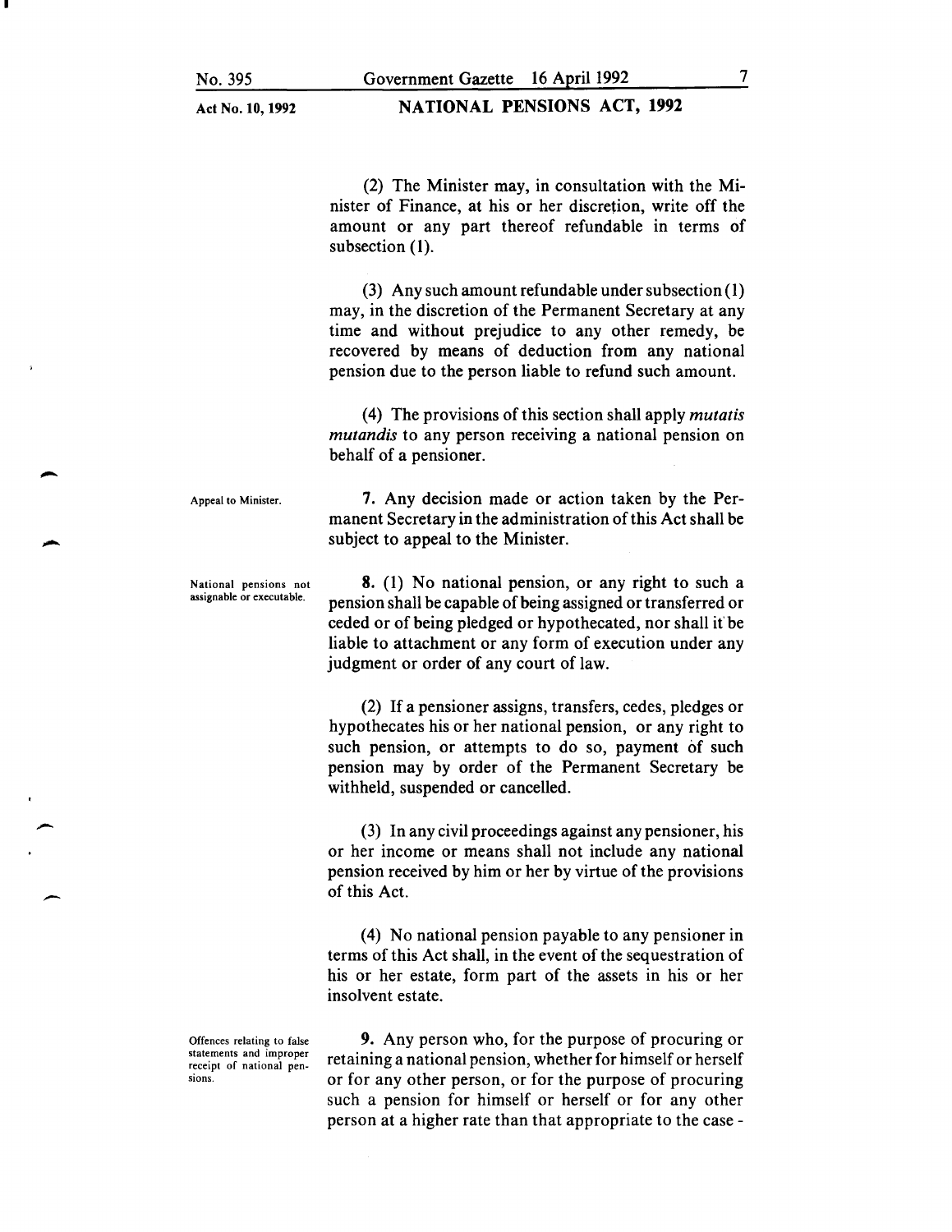(2) The Minister may, in consultation with the Minister of Finance, at his or her discretion, write off the amount or any part thereof refundable in terms of subsection (1).

(3) Any such amount refundable under subsection (1) may, in the discretion of the Permanent Secretary at any time and without prejudice to any other remedy, be recovered by means of deduction from any national pension due to the person liable to refund such amount.

(4) The provisions of this section shall apply *mutatis mutandis* to any person receiving a national pension on behalf of a pensioner.

**Appeal to Minister.**

**7.** Any decision made or action taken by the Permanent Secretary in the administration of this Act shall be subject to appeal to the Minister.

**National pensions not assignable or executable.**

**8.** (1) No national pension, or any right to such a pension shall be capable of being assigned or transferred or ceded or of being pledged or hypothecated, nor shall it be liable to attachment or any form of execution under any judgment or order of any court of law.

(2) If a pensioner assigns, transfers, cedes, pledges or hypothecates his or her national pension, or any right to such pension, or attempts to do so, payment of such pension may by order of the Permanent Secretary be withheld, suspended or cancelled.

(3) In any civil proceedings against any pensioner, his or her income or means shall not include any national pension received by him or her by virtue of the provisions of this Act.

(4) No national pension payable to any pensioner in terms of this Act shall, in the event of the sequestration of his or her estate, form part of the assets in his or her insolvent estate.

**Offences relating to false statements and improper receipt of national pensions.**

**9.** Any person who, for the purpose of procuring or retaining a national pension, whether for himself or herself or for any other person, or for the purpose of procuring such a pension for himself or herself or for any other person at a higher rate than that appropriate to the case -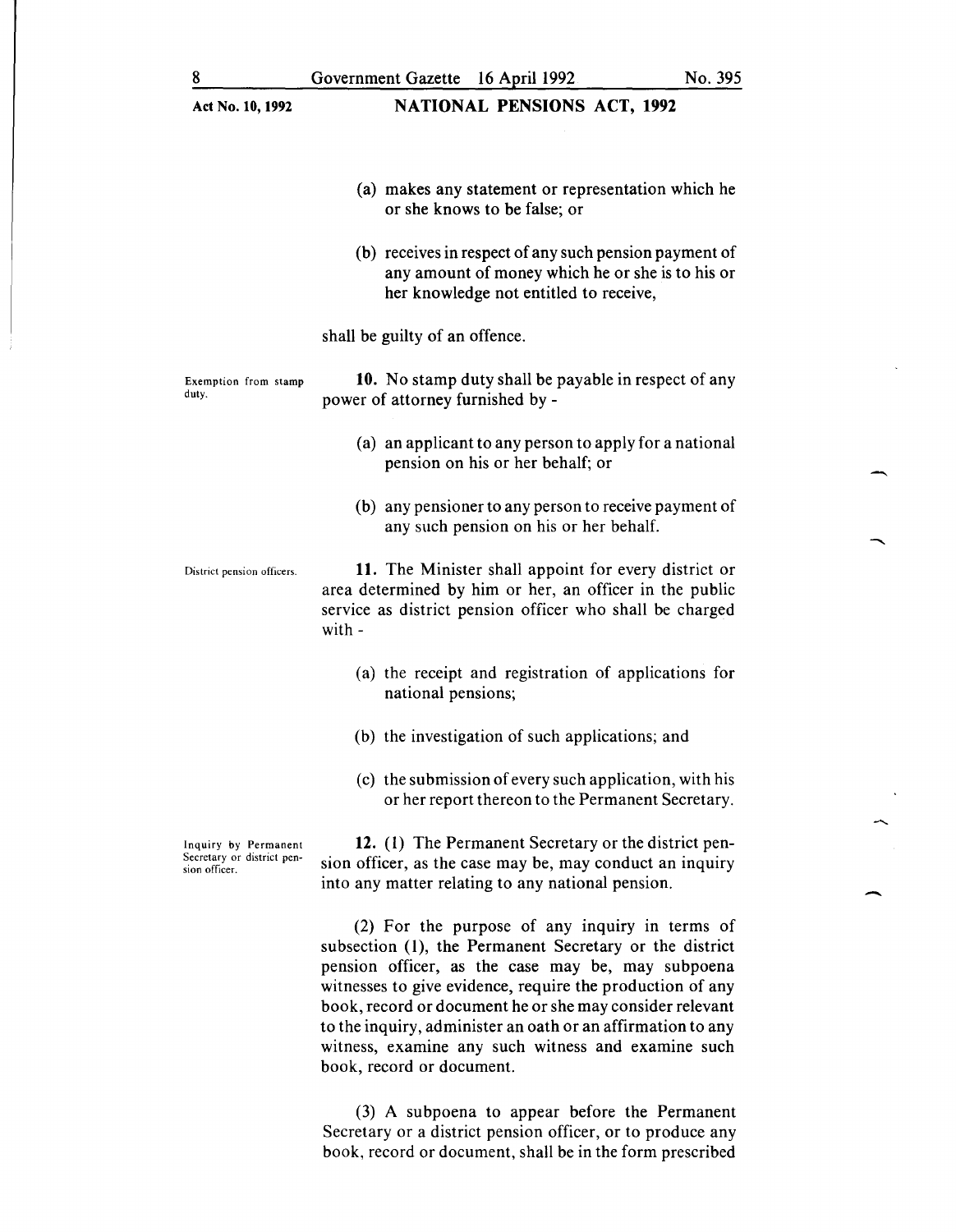(a) makes any statement or representation which he or she knows to be false; or

(b) receives in respect of any such pension payment of any amount of money which he or she is to his or her knowledge not entitled to receive,

shall be guilty of an offence.

**Exemption from stamp duty.**

**10.** No stamp duty shall be payable in respect of any power of attorney furnished by -

(a) an applicant to any person to apply for a national pension on his or her behalf; or

(b) any pensioner to any person to receive payment of any such pension on his or her behalf.

**District pension officers.**

**11.** The Minister shall appoint for every district or area determined by him or her, an officer in the public service as district pension officer who shall be charged with -

(a) the receipt and registration of applications for national pensions;

(b) the investigation of such applications; and

(c) the submission of every such application, with his or her report thereon to the Permanent Secretary.

**Inquiry by Permanent Secretary or district pension officer.**

**12.** (1) The Permanent Secretary or the district pension officer, as the case may be, may conduct an inquiry into any matter relating to any national pension.

(2) For the purpose of any inquiry in terms of subsection (1), the Permanent Secretary or the district pension officer, as the case may be, may subpoena witnesses to give evidence, require the production of any book, record or document he or she may consider relevant to the inquiry, administer an oath or an affirmation to any witness, examine any such witness and examine such book, record or document.

(3) A subpoena to appear before the Permanent Secretary or a district pension officer, or to produce any book, record or document, shall be in the form prescribed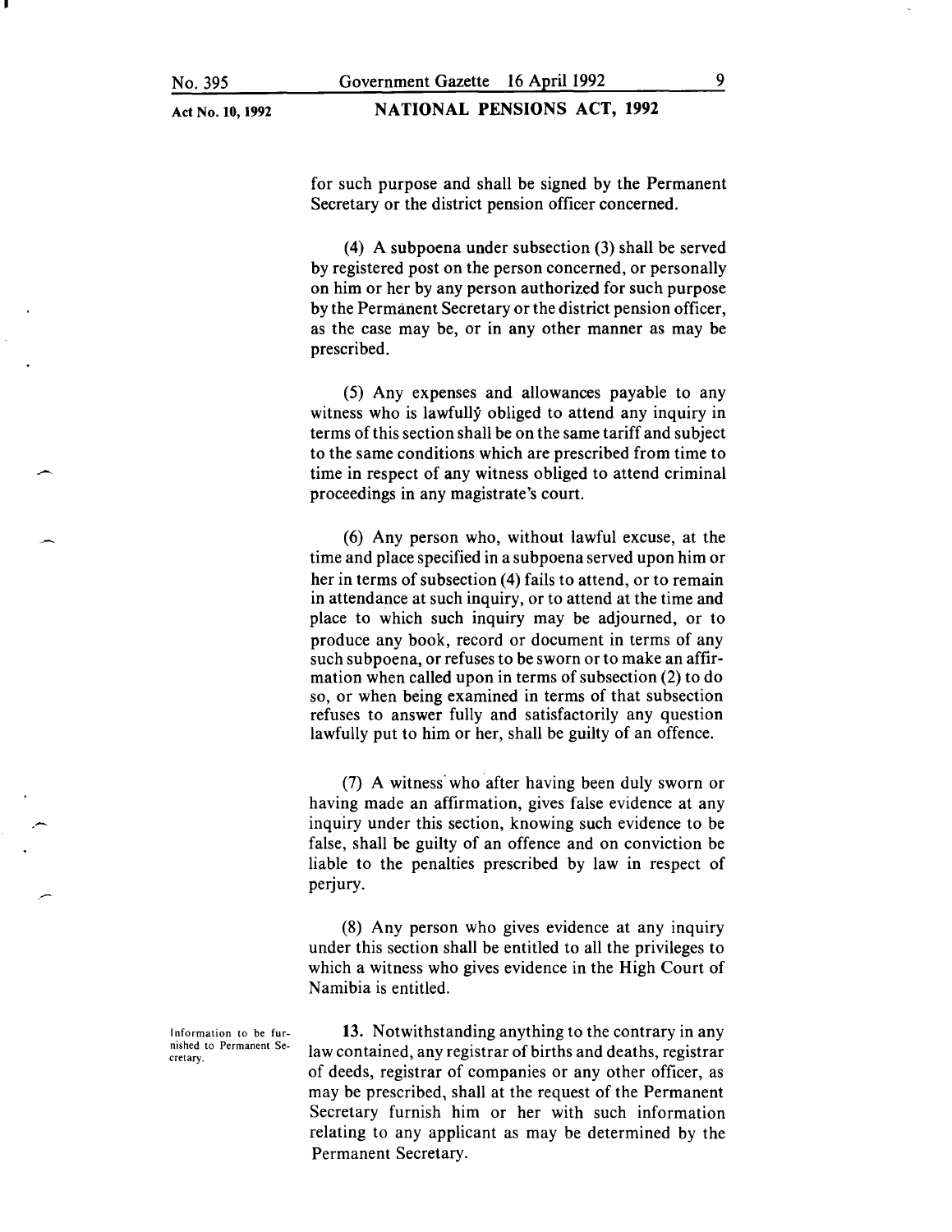for such purpose and shall be signed by the Permanent Secretary or the district pension officer concerned.

(4) A subpoena under subsection (3) shall be served by registered post on the person concerned, or personally on him or her by any person authorized for such purpose by the Permanent Secretary or the district pension officer, as the case may be, or in any other manner as may be prescribed.

(5) Any expenses and allowances payable to any witness who is lawfully obliged to attend any inquiry in terms of this section shall be on the same tariff and subject to the same conditions which are prescribed from time to time in respect of any witness obliged to attend criminal proceedings in any magistrate's court.

(6) Any person who, without lawful excuse, at the time and place specified in a subpoena served upon him or her in terms of subsection (4) fails to attend, or to remain in attendance at such inquiry, or to attend at the time and place to which such inquiry may be adjourned, or to produce any book, record or document in terms of any such subpoena, or refuses to be sworn or to make an affirmation when called upon in terms of subsection (2) to do so, or when being examined in terms of that subsection refuses to answer fully and satisfactorily any question lawfully put to him or her, shall be guilty of an offence.

(7) A witness who after having been duly sworn or having made an affirmation, gives false evidence at any inquiry under this section, knowing such evidence to be false, shall be guilty of an offence and on conviction be liable to the penalties prescribed by law in respect of perjury.

(8) Any person who gives evidence at any inquiry under this section shall be entitled to all the privileges to which a witness who gives evidence in the High Court of Namibia is entitled.

Information to be furnished to Permanent Secretary.

**13.** Notwithstanding anything to the contrary in any law contained, any registrar of births and deaths, registrar of deeds, registrar of companies or any other officer, as may be prescribed, shall at the request of the Permanent Secretary furnish him or her with such information relating to any applicant as may be determined by the Permanent Secretary.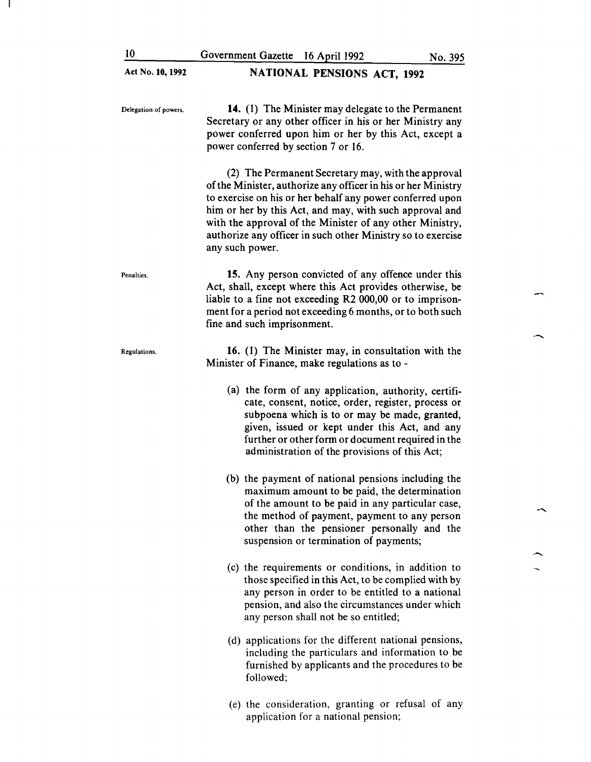**Delegation of powers.**

**14.** (1) The Minister may delegate to the Permanent Secretary or any other officer in his or her Ministry any power conferred upon him or her by this Act, except a power conferred by section 7 or 16.

(2) The Permanent Secretary may, with the approval of the Minister, authorize any officer in his or her Ministry to exercise on his or her behalf any power conferred upon him or her by this Act, and may, with such approval and with the approval of the Minister of any other Ministry, authorize any officer in such other Ministry so to exercise any such power.

**Penalties.**

**15.** Any person convicted of any offence under this Act, shall, except where this Act provides otherwise, be liable to a fine not exceeding R2 000,00 or to imprisonment for a period not exceeding 6 months, or to both such fine and such imprisonment.

**Regulations.**

**16.** (1) The Minister may, in consultation with the Minister of Finance, make regulations as to -

(a) the form of any application, authority, certificate, consent, notice, order, register, process or subpoena which is to or may be made, granted, given, issued or kept under this Act, and any further or other form or document required in the administration of the provisions of this Act;

(b) the payment of national pensions including the maximum amount to be paid, the determination of the amount to be paid in any particular case, the method of payment, payment to any person other than the pensioner personally and the suspension or termination of payments;

(c) the requirements or conditions, in addition to those specified in this Act, to be complied with by any person in order to be entitled to a national pension, and also the circumstances under which any person shall not be so entitled;

(d) applications for the different national pensions, including the particulars and information to be furnished by applicants and the procedures to be followed;

(e) the consideration, granting or refusal of any application for a national pension;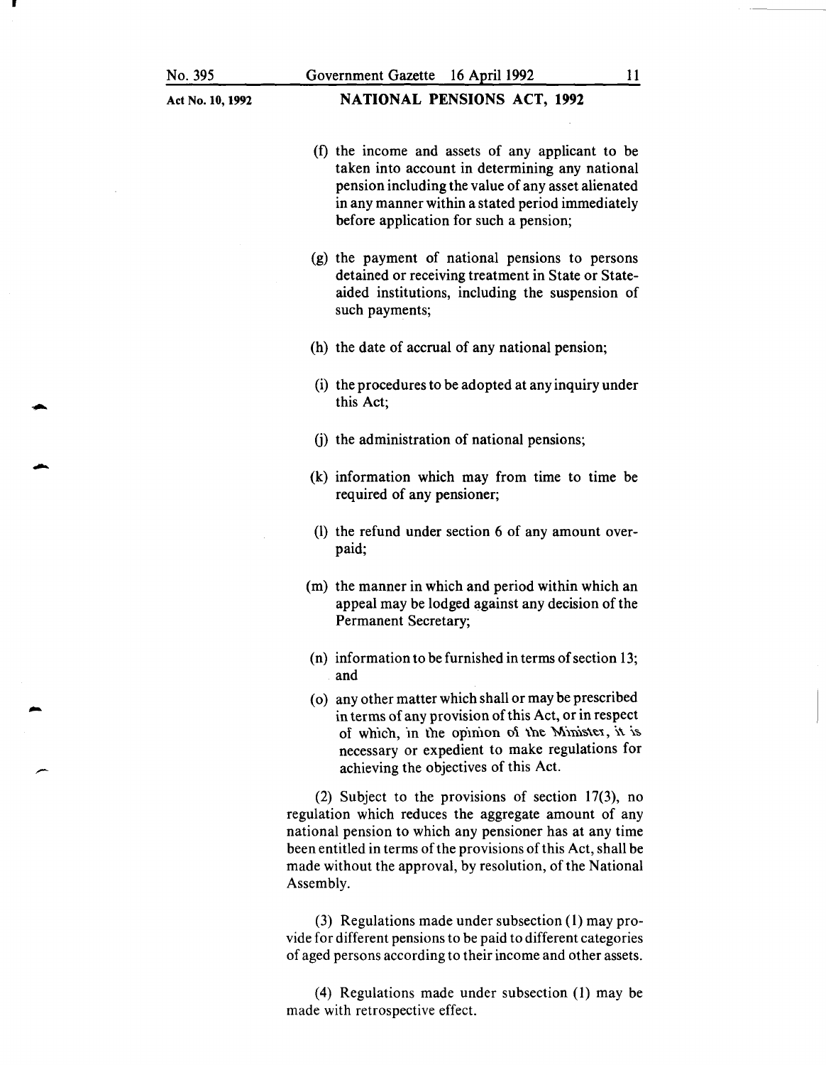(f) the income and assets of any applicant to be taken into account in determining any national pension including the value of any asset alienated in any manner within a stated period immediately before application for such a pension;

(g) the payment of national pensions to persons detained or receiving treatment in State or State-aided institutions, including the suspension of such payments;

(h) the date of accrual of any national pension;

(i) the procedures to be adopted at any inquiry under this Act;

(j) the administration of national pensions;

(k) information which may from time to time be required of any pensioner;

(l) the refund under section 6 of any amount overpaid;

(m) the manner in which and period within which an appeal may be lodged against any decision of the Permanent Secretary;

(n) information to be furnished in terms of section 13; and

(o) any other matter which shall or may be prescribed in terms of any provision of this Act, or in respect of which, in the opinion of the Minister, it is necessary or expedient to make regulations for achieving the objectives of this Act.

(2) Subject to the provisions of section 17(3), no regulation which reduces the aggregate amount of any national pension to which any pensioner has at any time been entitled in terms of the provisions of this Act, shall be made without the approval, by resolution, of the National Assembly.

(3) Regulations made under subsection (1) may provide for different pensions to be paid to different categories of aged persons according to their income and other assets.

(4) Regulations made under subsection (1) may be made with retrospective effect.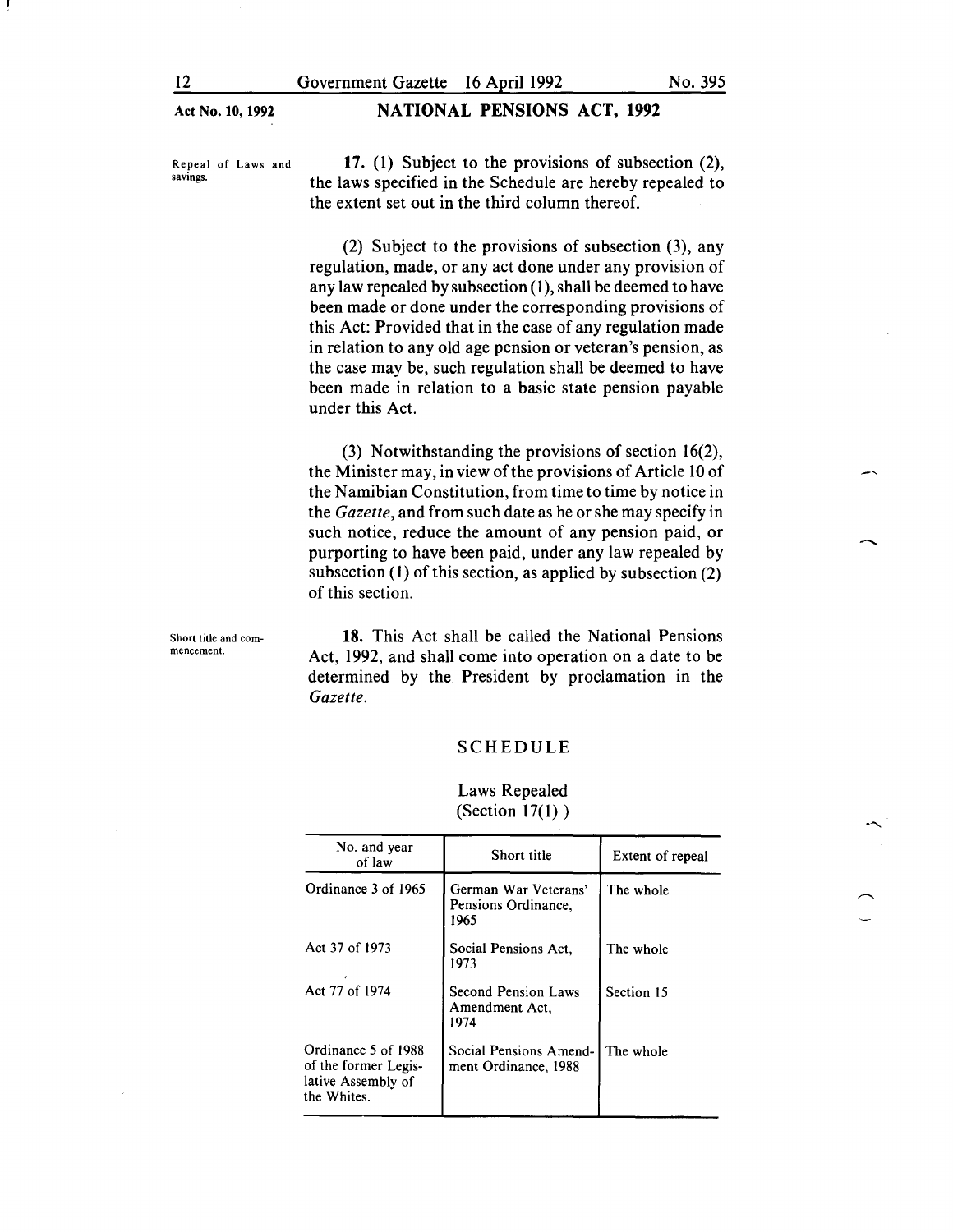Repeal of Laws and savings.

**17.** (1) Subject to the provisions of subsection (2), the laws specified in the Schedule are hereby repealed to the extent set out in the third column thereof.

(2) Subject to the provisions of subsection (3), any regulation, made, or any act done under any provision of any law repealed by subsection (1), shall be deemed to have been made or done under the corresponding provisions of this Act: Provided that in the case of any regulation made in relation to any old age pension or veteran's pension, as the case may be, such regulation shall be deemed to have been made in relation to a basic state pension payable under this Act.

(3) Notwithstanding the provisions of section 16(2), the Minister may, in view of the provisions of Article 10 of the Namibian Constitution, from time to time by notice in the *Gazette*, and from such date as he or she may specify in such notice, reduce the amount of any pension paid, or purporting to have been paid, under any law repealed by subsection (1) of this section, as applied by subsection (2) of this section.

Short title and commencement.

**18.** This Act shall be called the National Pensions Act, 1992, and shall come into operation on a date to be determined by the President by proclamation in the *Gazette*.

## SCHEDULE

Laws Repealed
(Section 17(1) )

| No. and year of law | Short title | Extent of repeal |
|---|---|---|
| Ordinance 3 of 1965 | German War Veterans' Pensions Ordinance, 1965 | The whole |
| Act 37 of 1973 | Social Pensions Act, 1973 | The whole |
| Act 77 of 1974 | Second Pension Laws Amendment Act, 1974 | Section 15 |
| Ordinance 5 of 1988 of the former Legislative Assembly of the Whites. | Social Pensions Amendment Ordinance, 1988 | The whole |